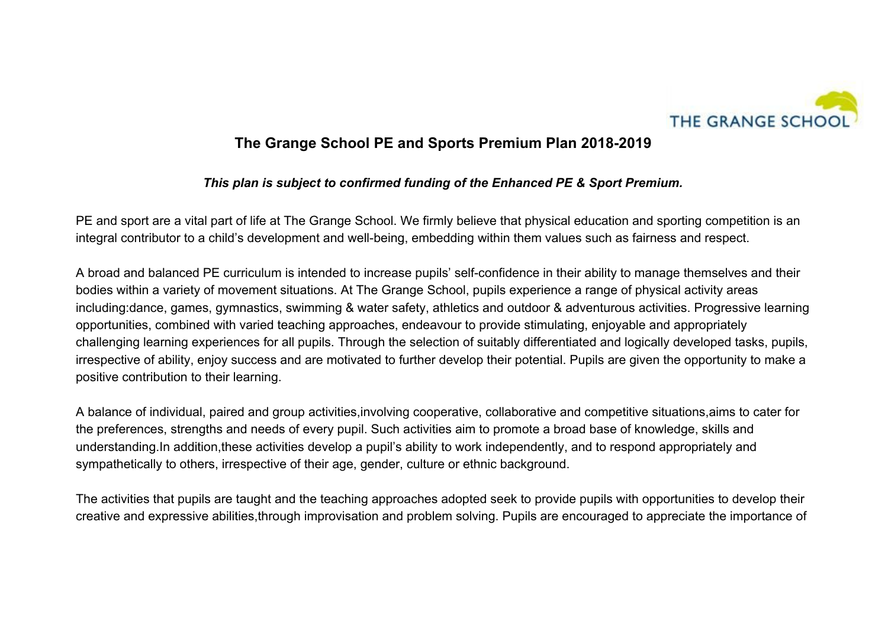THE GRANGE SCHOOL

# The Grange School PE and Sports Premium Plan 2018-2019

***This plan is subject to confirmed funding of the Enhanced PE & Sport Premium.***

PE and sport are a vital part of life at The Grange School. We firmly believe that physical education and sporting competition is an integral contributor to a child's development and well-being, embedding within them values such as fairness and respect.

A broad and balanced PE curriculum is intended to increase pupils' self-confidence in their ability to manage themselves and their bodies within a variety of movement situations. At The Grange School, pupils experience a range of physical activity areas including:dance, games, gymnastics, swimming & water safety, athletics and outdoor & adventurous activities. Progressive learning opportunities, combined with varied teaching approaches, endeavour to provide stimulating, enjoyable and appropriately challenging learning experiences for all pupils. Through the selection of suitably differentiated and logically developed tasks, pupils, irrespective of ability, enjoy success and are motivated to further develop their potential. Pupils are given the opportunity to make a positive contribution to their learning.

A balance of individual, paired and group activities,involving cooperative, collaborative and competitive situations,aims to cater for the preferences, strengths and needs of every pupil. Such activities aim to promote a broad base of knowledge, skills and understanding.In addition,these activities develop a pupil's ability to work independently, and to respond appropriately and sympathetically to others, irrespective of their age, gender, culture or ethnic background.

The activities that pupils are taught and the teaching approaches adopted seek to provide pupils with opportunities to develop their creative and expressive abilities,through improvisation and problem solving. Pupils are encouraged to appreciate the importance of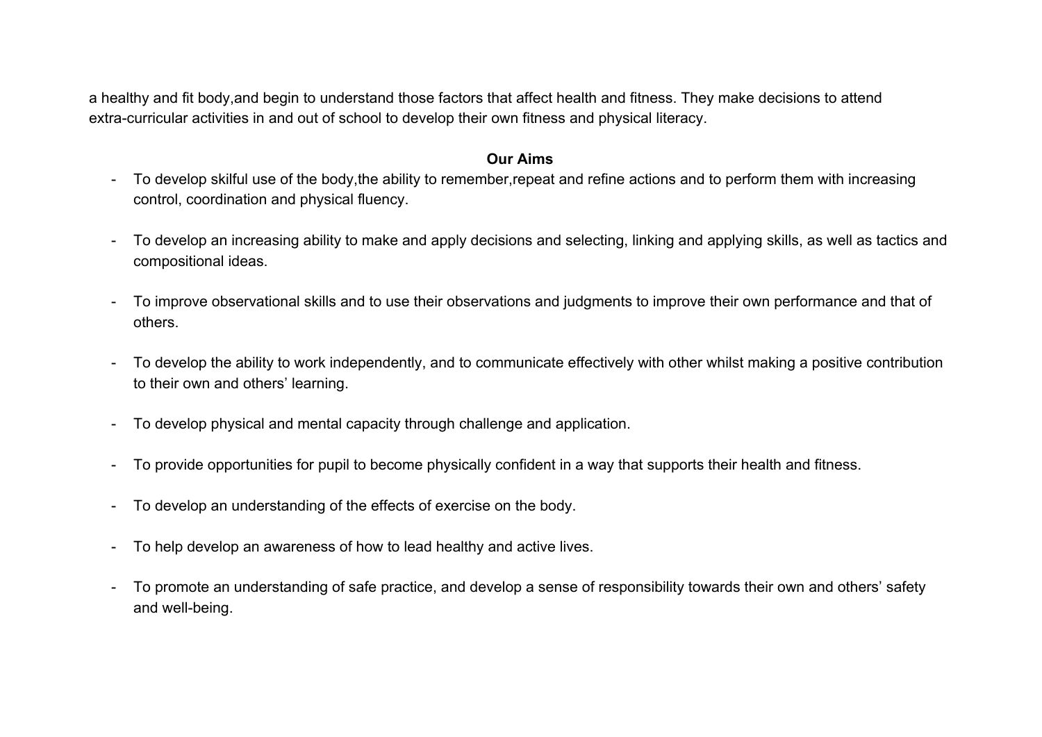a healthy and fit body,and begin to understand those factors that affect health and fitness. They make decisions to attend extra-curricular activities in and out of school to develop their own fitness and physical literacy.

**Our Aims**

- To develop skilful use of the body,the ability to remember,repeat and refine actions and to perform them with increasing control, coordination and physical fluency.

- To develop an increasing ability to make and apply decisions and selecting, linking and applying skills, as well as tactics and compositional ideas.

- To improve observational skills and to use their observations and judgments to improve their own performance and that of others.

- To develop the ability to work independently, and to communicate effectively with other whilst making a positive contribution to their own and others' learning.

- To develop physical and mental capacity through challenge and application.

- To provide opportunities for pupil to become physically confident in a way that supports their health and fitness.

- To develop an understanding of the effects of exercise on the body.

- To help develop an awareness of how to lead healthy and active lives.

- To promote an understanding of safe practice, and develop a sense of responsibility towards their own and others' safety and well-being.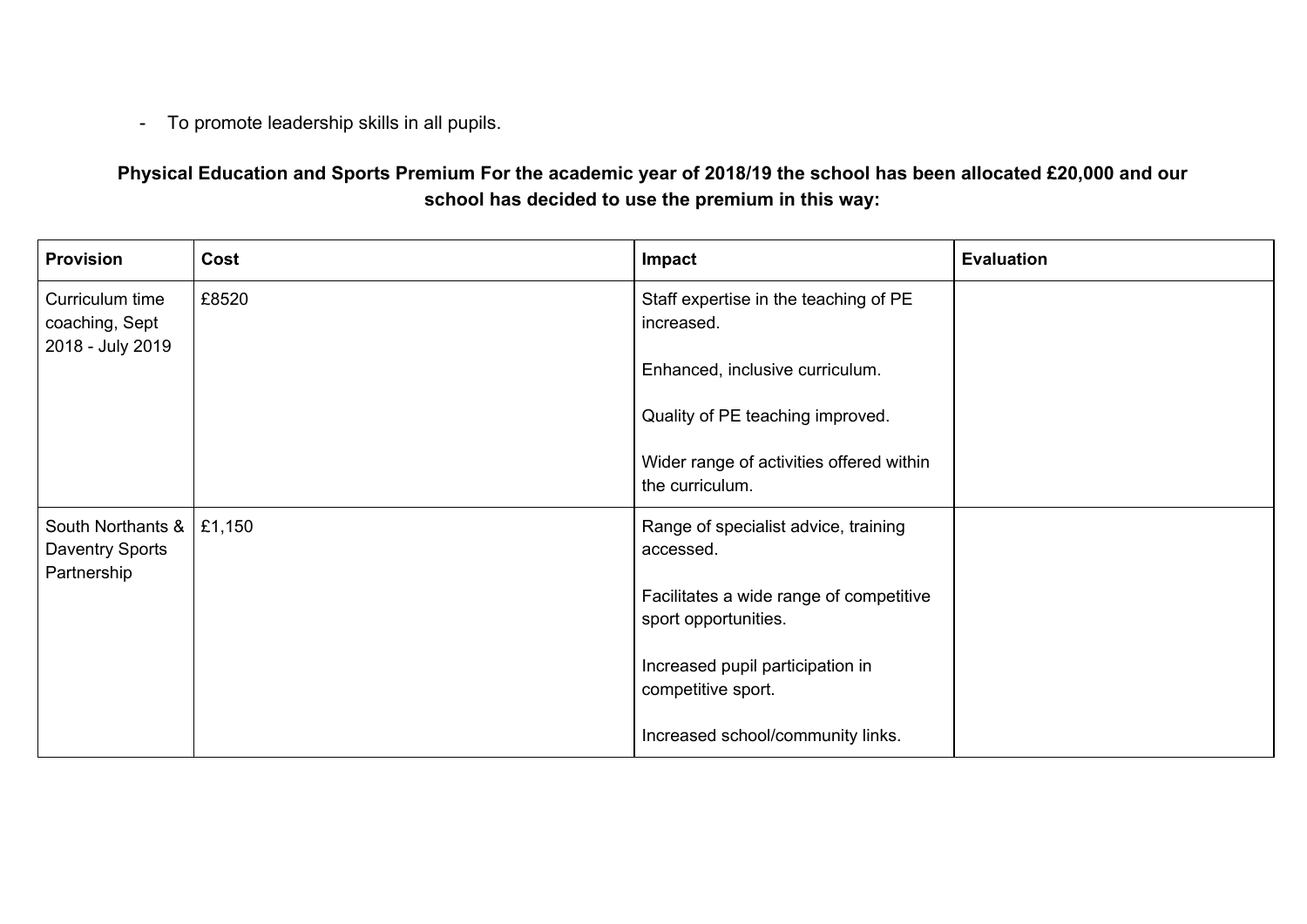- To promote leadership skills in all pupils.

**Physical Education and Sports Premium For the academic year of 2018/19 the school has been allocated £20,000 and our school has decided to use the premium in this way:**

| Provision | Cost | Impact | Evaluation |
|---|---|---|---|
| Curriculum time coaching, Sept 2018 - July 2019 | £8520 | Staff expertise in the teaching of PE increased.<br><br>Enhanced, inclusive curriculum.<br><br>Quality of PE teaching improved.<br><br>Wider range of activities offered within the curriculum. | |
| South Northants & Daventry Sports Partnership | £1,150 | Range of specialist advice, training accessed.<br><br>Facilitates a wide range of competitive sport opportunities.<br><br>Increased pupil participation in competitive sport.<br><br>Increased school/community links. | |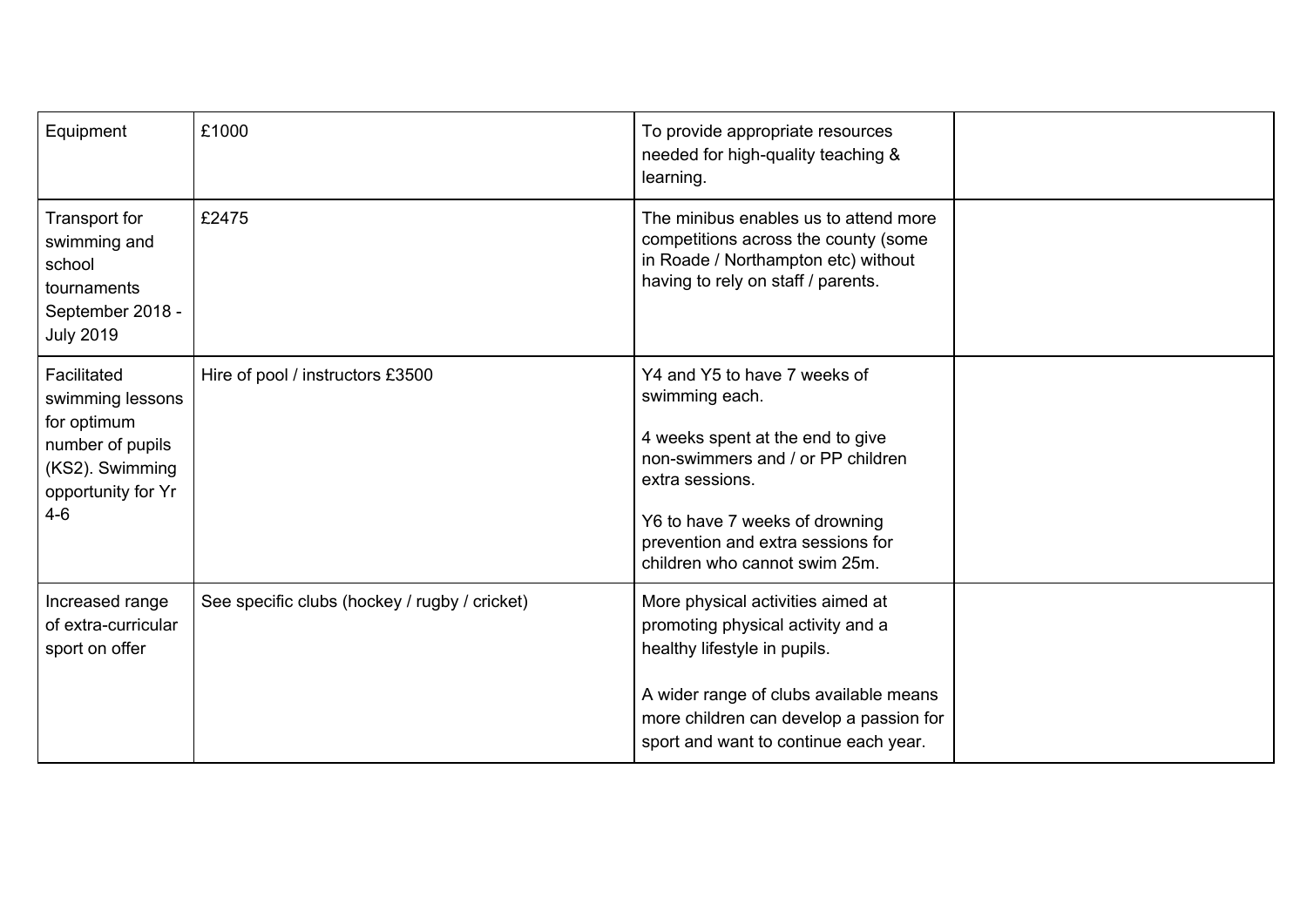| | | | |
|---|---|---|---|
| Equipment | £1000 | To provide appropriate resources needed for high-quality teaching & learning. | |
| Transport for swimming and school tournaments September 2018 - July 2019 | £2475 | The minibus enables us to attend more competitions across the county (some in Roade / Northampton etc) without having to rely on staff / parents. | |
| Facilitated swimming lessons for optimum number of pupils (KS2). Swimming opportunity for Yr 4-6 | Hire of pool / instructors £3500 | Y4 and Y5 to have 7 weeks of swimming each.<br><br>4 weeks spent at the end to give non-swimmers and / or PP children extra sessions.<br><br>Y6 to have 7 weeks of drowning prevention and extra sessions for children who cannot swim 25m. | |
| Increased range of extra-curricular sport on offer | See specific clubs (hockey / rugby / cricket) | More physical activities aimed at promoting physical activity and a healthy lifestyle in pupils.<br><br>A wider range of clubs available means more children can develop a passion for sport and want to continue each year. | |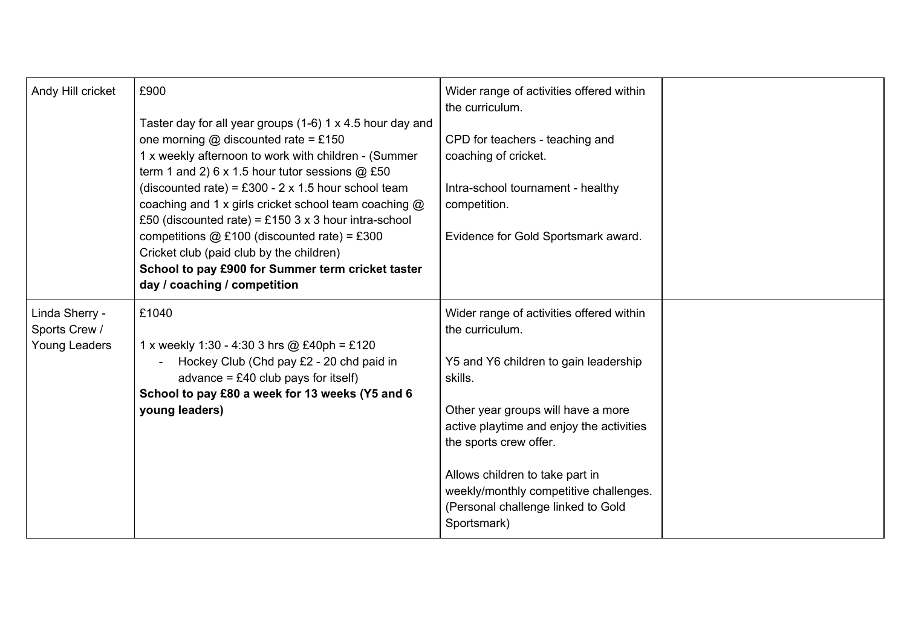| | | | |
|---|---|---|---|
| Andy Hill cricket | £900<br><br>Taster day for all year groups (1-6) 1 x 4.5 hour day and one morning @ discounted rate = £150<br>1 x weekly afternoon to work with children - (Summer term 1 and 2) 6 x 1.5 hour tutor sessions @ £50 (discounted rate) = £300 - 2 x 1.5 hour school team coaching and 1 x girls cricket school team coaching @ £50 (discounted rate) = £150 3 x 3 hour intra-school competitions @ £100 (discounted rate) = £300<br>Cricket club (paid club by the children)<br>**School to pay £900 for Summer term cricket taster day / coaching / competition** | Wider range of activities offered within the curriculum.<br><br>CPD for teachers - teaching and coaching of cricket.<br><br>Intra-school tournament - healthy competition.<br><br>Evidence for Gold Sportsmark award. | |
| Linda Sherry - Sports Crew / Young Leaders | £1040<br><br>1 x weekly 1:30 - 4:30 3 hrs @ £40ph = £120<br>- Hockey Club (Chd pay £2 - 20 chd paid in advance = £40 club pays for itself)<br>**School to pay £80 a week for 13 weeks (Y5 and 6 young leaders)** | Wider range of activities offered within the curriculum.<br><br>Y5 and Y6 children to gain leadership skills.<br><br>Other year groups will have a more active playtime and enjoy the activities the sports crew offer.<br><br>Allows children to take part in weekly/monthly competitive challenges. (Personal challenge linked to Gold Sportsmark) | |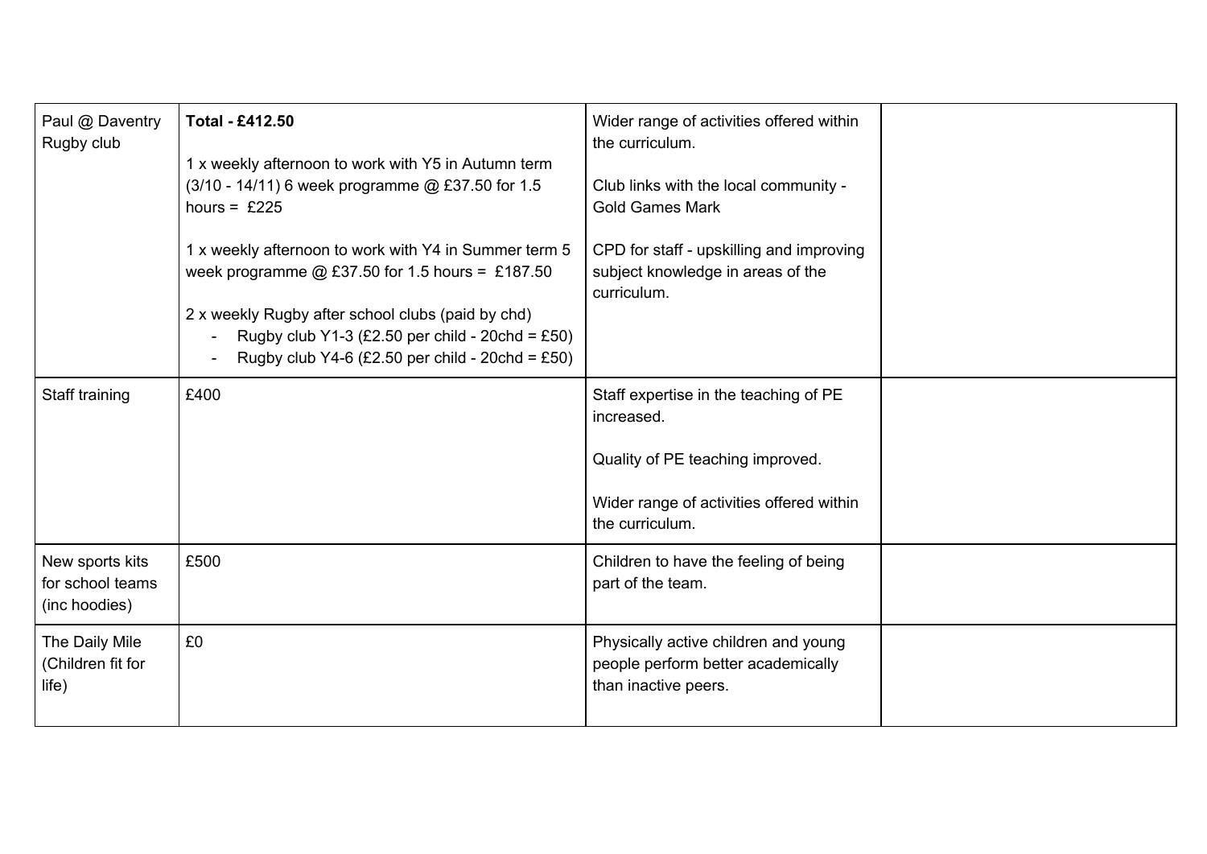| | | | |
|---|---|---|---|
| Paul @ Daventry Rugby club | **Total - £412.50**<br><br>1 x weekly afternoon to work with Y5 in Autumn term (3/10 - 14/11) 6 week programme @ £37.50 for 1.5 hours = £225<br><br>1 x weekly afternoon to work with Y4 in Summer term 5 week programme @ £37.50 for 1.5 hours = £187.50<br><br>2 x weekly Rugby after school clubs (paid by chd)<br>- Rugby club Y1-3 (£2.50 per child - 20chd = £50)<br>- Rugby club Y4-6 (£2.50 per child - 20chd = £50) | Wider range of activities offered within the curriculum.<br><br>Club links with the local community - Gold Games Mark<br><br>CPD for staff - upskilling and improving subject knowledge in areas of the curriculum. | |
| Staff training | £400 | Staff expertise in the teaching of PE increased.<br><br>Quality of PE teaching improved.<br><br>Wider range of activities offered within the curriculum. | |
| New sports kits for school teams (inc hoodies) | £500 | Children to have the feeling of being part of the team. | |
| The Daily Mile (Children fit for life) | £0 | Physically active children and young people perform better academically than inactive peers. | |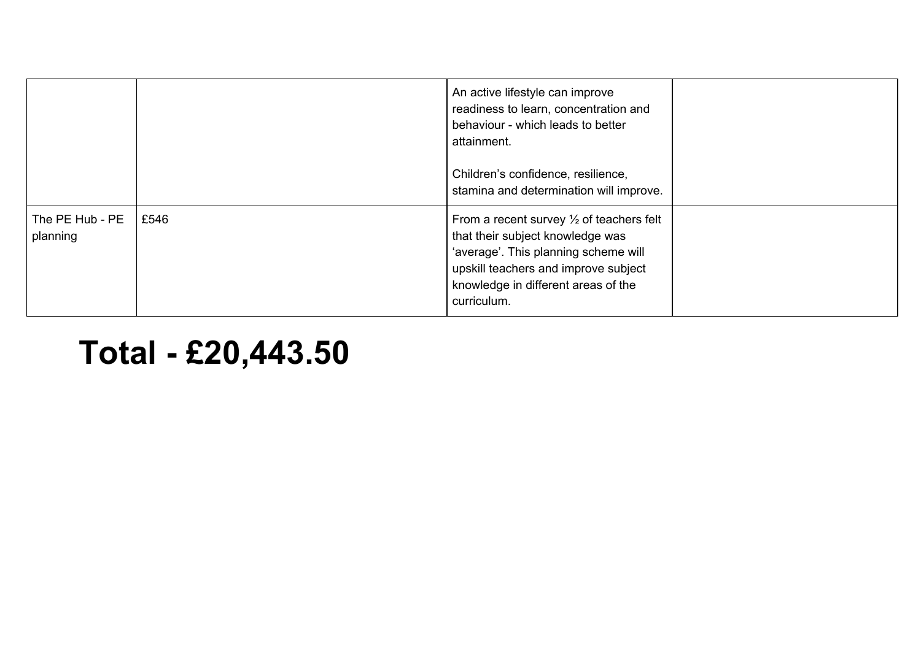| | | | |
|---|---|---|---|
| | | An active lifestyle can improve readiness to learn, concentration and behaviour - which leads to better attainment.<br><br>Children's confidence, resilience, stamina and determination will improve. | |
| The PE Hub - PE planning | £546 | From a recent survey ½ of teachers felt that their subject knowledge was 'average'. This planning scheme will upskill teachers and improve subject knowledge in different areas of the curriculum. | |

# Total - £20,443.50